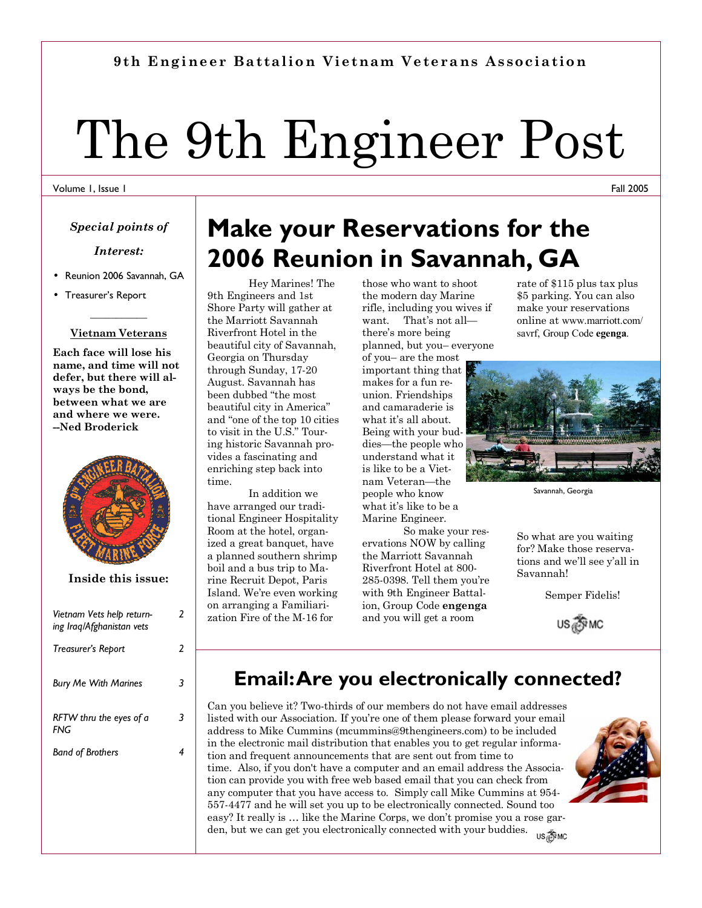9th Engineer Battalion Vietnam Veterans Association

# The 9th Engineer Post

Volume 1, Issue 1 — Fall 2005

*Special points of Interest:*

- Reunion 2006 Savannah, GA
- Treasurer's Report

**Vietnam Veterans**

**Each face will lose his name, and time will not defer, but there will always be the bond, between what we are and where we were. --Ned Broderick**

**Inside this issue:**

| | |
|---|---|
| *Vietnam Vets help returning Iraq/Afghanistan vets* | *2* |
| *Treasurer's Report* | *2* |
| *Bury Me With Marines* | *3* |
| *RFTW thru the eyes of a FNG* | *3* |
| *Band of Brothers* | *4* |

## Make your Reservations for the 2006 Reunion in Savannah, GA

Hey Marines! The 9th Engineers and 1st Shore Party will gather at the Marriott Savannah Riverfront Hotel in the beautiful city of Savannah, Georgia on Thursday through Sunday, 17-20 August. Savannah has been dubbed "the most beautiful city in America" and "one of the top 10 cities to visit in the U.S." Touring historic Savannah provides a fascinating and enriching step back into time.

In addition we have arranged our traditional Engineer Hospitality Room at the hotel, organized a great banquet, have a planned southern shrimp boil and a bus trip to Marine Recruit Depot, Paris Island. We're even working on arranging a Familiarization Fire of the M-16 for those who want to shoot the modern day Marine rifle, including you wives if want. That's not all—there's more being planned, but you– everyone of you– are the most important thing that makes for a fun reunion. Friendships and camaraderie is what it's all about. Being with your buddies—the people who understand what it is like to be a Vietnam Veteran—the people who know what it's like to be a Marine Engineer.

So make your reservations NOW by calling the Marriott Savannah Riverfront Hotel at 800-285-0398. Tell them you're with 9th Engineer Battalion, Group Code **engenga** and you will get a room rate of $115 plus tax plus $5 parking. You can also make your reservations online at www.marriott.com/savrf, Group Code **egenga**.

Savannah, Georgia

So what are you waiting for? Make those reservations and we'll see y'all in Savannah!

Semper Fidelis!

## Email: Are you electronically connected?

Can you believe it? Two-thirds of our members do not have email addresses listed with our Association. If you're one of them please forward your email address to Mike Cummins (mcummins@9thengineers.com) to be included in the electronic mail distribution that enables you to get regular information and frequent announcements that are sent out from time to time. Also, if you don't have a computer and an email address the Association can provide you with free web based email that you can check from any computer that you have access to. Simply call Mike Cummins at 954-557-4477 and he will set you up to be electronically connected. Sound too easy? It really is … like the Marine Corps, we don't promise you a rose garden, but we can get you electronically connected with your buddies.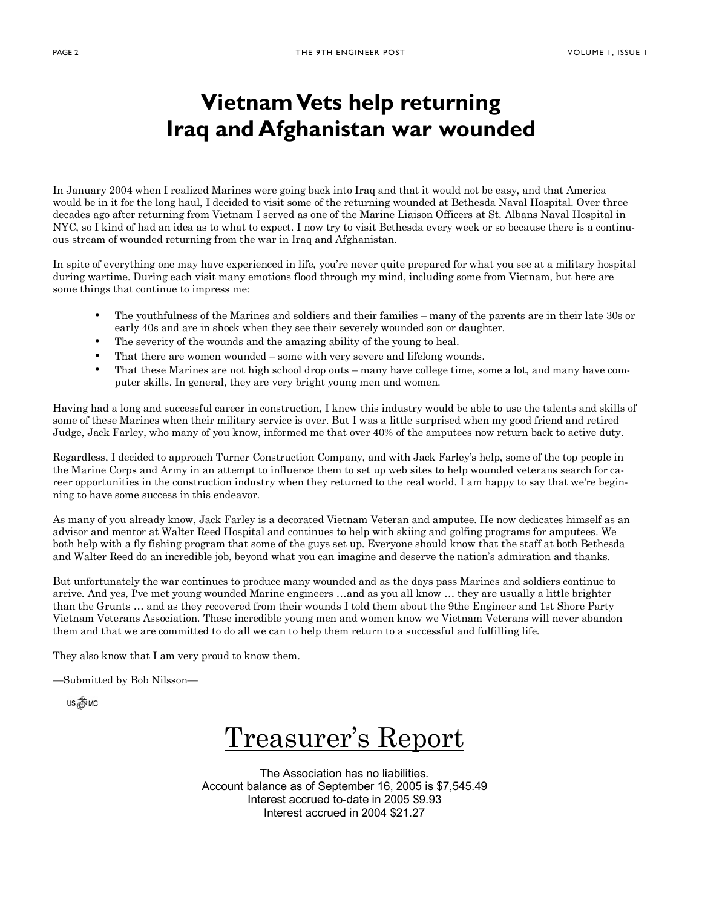# Vietnam Vets help returning Iraq and Afghanistan war wounded

In January 2004 when I realized Marines were going back into Iraq and that it would not be easy, and that America would be in it for the long haul, I decided to visit some of the returning wounded at Bethesda Naval Hospital. Over three decades ago after returning from Vietnam I served as one of the Marine Liaison Officers at St. Albans Naval Hospital in NYC, so I kind of had an idea as to what to expect. I now try to visit Bethesda every week or so because there is a continuous stream of wounded returning from the war in Iraq and Afghanistan.

In spite of everything one may have experienced in life, you're never quite prepared for what you see at a military hospital during wartime. During each visit many emotions flood through my mind, including some from Vietnam, but here are some things that continue to impress me:

- The youthfulness of the Marines and soldiers and their families – many of the parents are in their late 30s or early 40s and are in shock when they see their severely wounded son or daughter.
- The severity of the wounds and the amazing ability of the young to heal.
- That there are women wounded – some with very severe and lifelong wounds.
- That these Marines are not high school drop outs – many have college time, some a lot, and many have computer skills. In general, they are very bright young men and women.

Having had a long and successful career in construction, I knew this industry would be able to use the talents and skills of some of these Marines when their military service is over. But I was a little surprised when my good friend and retired Judge, Jack Farley, who many of you know, informed me that over 40% of the amputees now return back to active duty.

Regardless, I decided to approach Turner Construction Company, and with Jack Farley's help, some of the top people in the Marine Corps and Army in an attempt to influence them to set up web sites to help wounded veterans search for career opportunities in the construction industry when they returned to the real world. I am happy to say that we're beginning to have some success in this endeavor.

As many of you already know, Jack Farley is a decorated Vietnam Veteran and amputee. He now dedicates himself as an advisor and mentor at Walter Reed Hospital and continues to help with skiing and golfing programs for amputees. We both help with a fly fishing program that some of the guys set up. Everyone should know that the staff at both Bethesda and Walter Reed do an incredible job, beyond what you can imagine and deserve the nation's admiration and thanks.

But unfortunately the war continues to produce many wounded and as the days pass Marines and soldiers continue to arrive. And yes, I've met young wounded Marine engineers …and as you all know … they are usually a little brighter than the Grunts … and as they recovered from their wounds I told them about the 9the Engineer and 1st Shore Party Vietnam Veterans Association. These incredible young men and women know we Vietnam Veterans will never abandon them and that we are committed to do all we can to help them return to a successful and fulfilling life.

They also know that I am very proud to know them.

—Submitted by Bob Nilsson—

USMC

# Treasurer's Report

The Association has no liabilities.
Account balance as of September 16, 2005 is $7,545.49
Interest accrued to-date in 2005 $9.93
Interest accrued in 2004 $21.27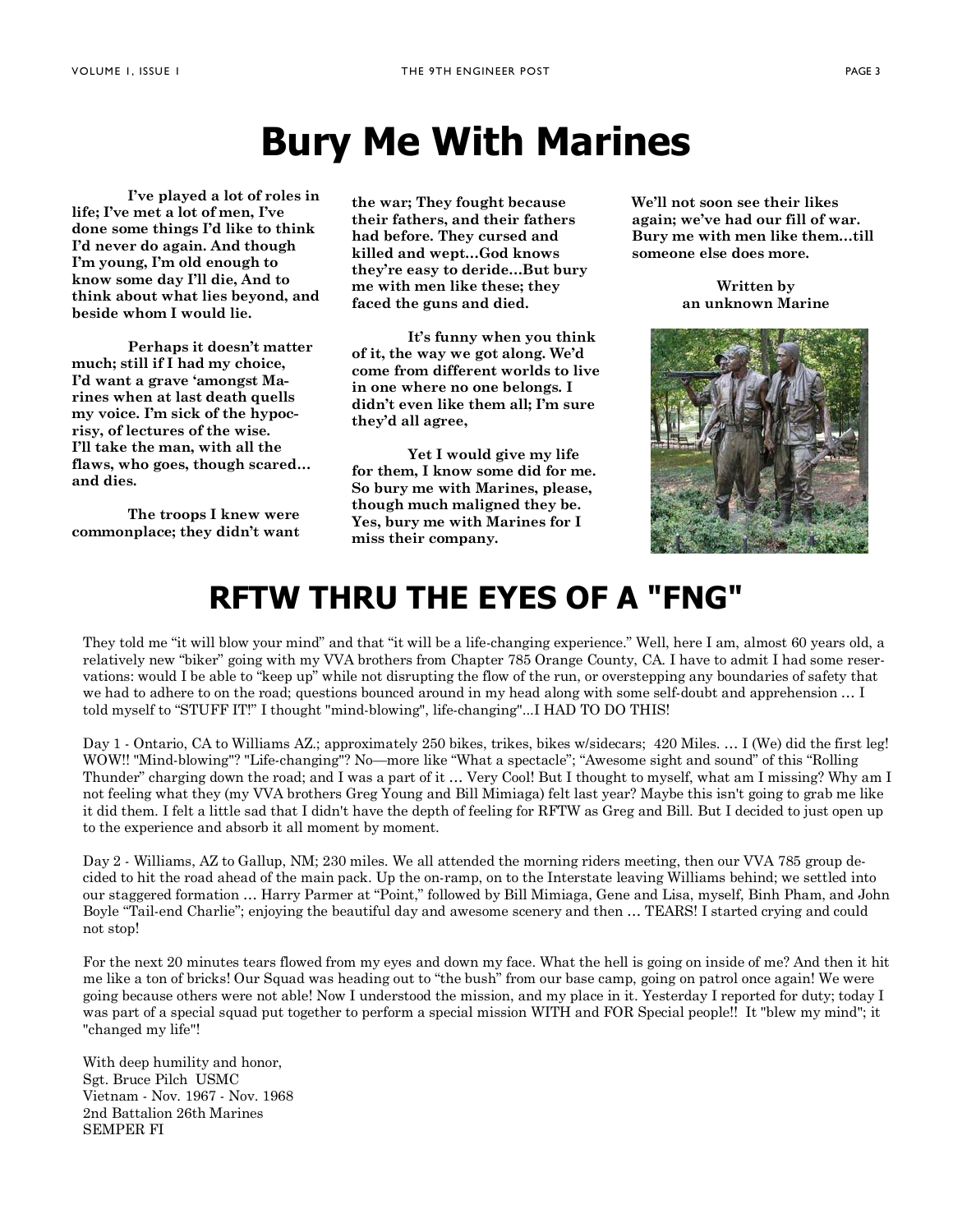# Bury Me With Marines

**I've played a lot of roles in life; I've met a lot of men, I've done some things I'd like to think I'd never do again. And though I'm young, I'm old enough to know some day I'll die, And to think about what lies beyond, and beside whom I would lie.**

**Perhaps it doesn't matter much; still if I had my choice, I'd want a grave 'amongst Marines when at last death quells my voice. I'm sick of the hypocrisy, of lectures of the wise. I'll take the man, with all the flaws, who goes, though scared… and dies.**

**The troops I knew were commonplace; they didn't want the war; They fought because their fathers, and their fathers had before. They cursed and killed and wept…God knows they're easy to deride…But bury me with men like these; they faced the guns and died.**

**It's funny when you think of it, the way we got along. We'd come from different worlds to live in one where no one belongs. I didn't even like them all; I'm sure they'd all agree,**

**Yet I would give my life for them, I know some did for me. So bury me with Marines, please, though much maligned they be. Yes, bury me with Marines for I miss their company.**

**We'll not soon see their likes again; we've had our fill of war. Bury me with men like them…till someone else does more.**

**Written by an unknown Marine**

# RFTW THRU THE EYES OF A "FNG"

They told me "it will blow your mind" and that "it will be a life-changing experience." Well, here I am, almost 60 years old, a relatively new "biker" going with my VVA brothers from Chapter 785 Orange County, CA. I have to admit I had some reservations: would I be able to "keep up" while not disrupting the flow of the run, or overstepping any boundaries of safety that we had to adhere to on the road; questions bounced around in my head along with some self-doubt and apprehension … I told myself to "STUFF IT!" I thought "mind-blowing", life-changing"...I HAD TO DO THIS!

Day 1 - Ontario, CA to Williams AZ.; approximately 250 bikes, trikes, bikes w/sidecars; 420 Miles. … I (We) did the first leg! WOW!! "Mind-blowing"? "Life-changing"? No—more like "What a spectacle"; "Awesome sight and sound" of this "Rolling Thunder" charging down the road; and I was a part of it … Very Cool! But I thought to myself, what am I missing? Why am I not feeling what they (my VVA brothers Greg Young and Bill Mimiaga) felt last year? Maybe this isn't going to grab me like it did them. I felt a little sad that I didn't have the depth of feeling for RFTW as Greg and Bill. But I decided to just open up to the experience and absorb it all moment by moment.

Day 2 - Williams, AZ to Gallup, NM; 230 miles. We all attended the morning riders meeting, then our VVA 785 group decided to hit the road ahead of the main pack. Up the on-ramp, on to the Interstate leaving Williams behind; we settled into our staggered formation … Harry Parmer at "Point," followed by Bill Mimiaga, Gene and Lisa, myself, Binh Pham, and John Boyle "Tail-end Charlie"; enjoying the beautiful day and awesome scenery and then … TEARS! I started crying and could not stop!

For the next 20 minutes tears flowed from my eyes and down my face. What the hell is going on inside of me? And then it hit me like a ton of bricks! Our Squad was heading out to "the bush" from our base camp, going on patrol once again! We were going because others were not able! Now I understood the mission, and my place in it. Yesterday I reported for duty; today I was part of a special squad put together to perform a special mission WITH and FOR Special people!! It "blew my mind"; it "changed my life"!

With deep humility and honor,
Sgt. Bruce Pilch USMC
Vietnam - Nov. 1967 - Nov. 1968
2nd Battalion 26th Marines
SEMPER FI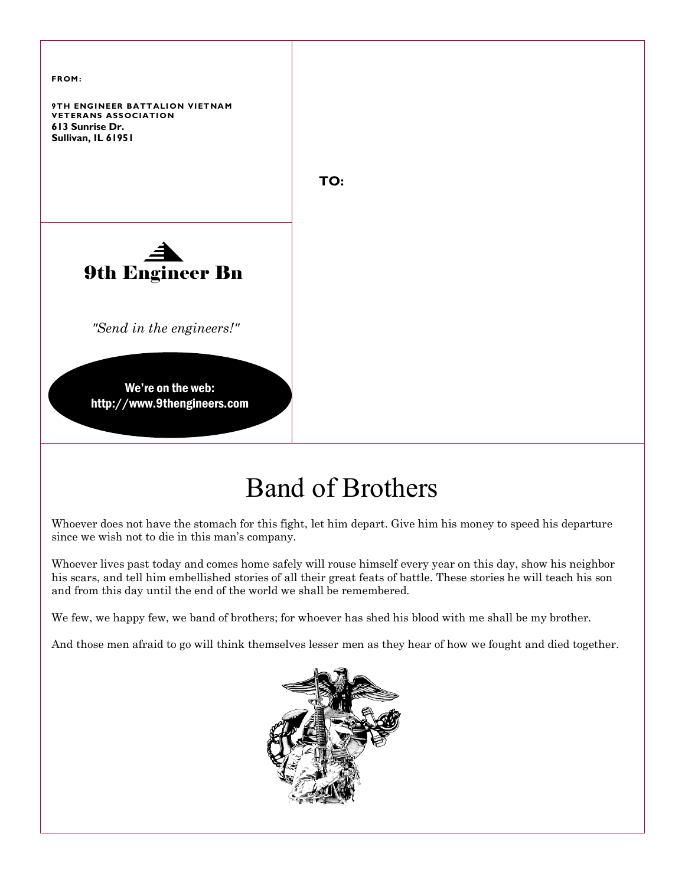**FROM:**

**9TH ENGINEER BATTALION VIETNAM VETERANS ASSOCIATION**
**613 Sunrise Dr.**
**Sullivan, IL 61951**

**TO:**

**9th Engineer Bn**

*"Send in the engineers!"*

We're on the web:
http://www.9thengineers.com

# Band of Brothers

Whoever does not have the stomach for this fight, let him depart. Give him his money to speed his departure since we wish not to die in this man's company.

Whoever lives past today and comes home safely will rouse himself every year on this day, show his neighbor his scars, and tell him embellished stories of all their great feats of battle. These stories he will teach his son and from this day until the end of the world we shall be remembered.

We few, we happy few, we band of brothers; for whoever has shed his blood with me shall be my brother.

And those men afraid to go will think themselves lesser men as they hear of how we fought and died together.